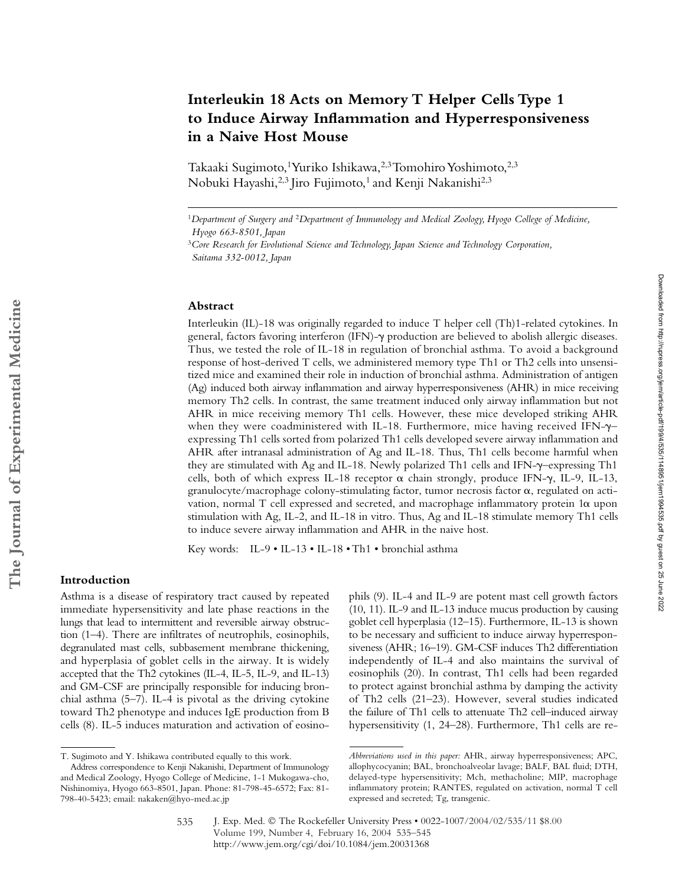# Interleukin 18 Acts on Memory T Helper Cells Type 1 to Induce Airway Inflammation and Hyperresponsiveness in a Naive Host Mouse

Takaaki Sugimoto,[1] Yuriko Ishikawa,[2,3] Tomohiro Yoshimoto,[2,3] Nobuki Hayashi,[2,3] Jiro Fujimoto,[1] and Kenji Nakanishi[2,3]

[1]*Department of Surgery and* [2]*Department of Immunology and Medical Zoology, Hyogo College of Medicine, Hyogo 663-8501, Japan*

[3]*Core Research for Evolutional Science and Technology, Japan Science and Technology Corporation, Saitama 332-0012, Japan*

## Abstract

Interleukin (IL)-18 was originally regarded to induce T helper cell (Th)1-related cytokines. In general, factors favoring interferon (IFN)-γ production are believed to abolish allergic diseases. Thus, we tested the role of IL-18 in regulation of bronchial asthma. To avoid a background response of host-derived T cells, we administered memory type Th1 or Th2 cells into unsensitized mice and examined their role in induction of bronchial asthma. Administration of antigen (Ag) induced both airway inflammation and airway hyperresponsiveness (AHR) in mice receiving memory Th2 cells. In contrast, the same treatment induced only airway inflammation but not AHR in mice receiving memory Th1 cells. However, these mice developed striking AHR when they were coadministered with IL-18. Furthermore, mice having received IFN-γ–expressing Th1 cells sorted from polarized Th1 cells developed severe airway inflammation and AHR after intranasal administration of Ag and IL-18. Thus, Th1 cells become harmful when they are stimulated with Ag and IL-18. Newly polarized Th1 cells and IFN-γ–expressing Th1 cells, both of which express IL-18 receptor α chain strongly, produce IFN-γ, IL-9, IL-13, granulocyte/macrophage colony-stimulating factor, tumor necrosis factor α, regulated on activation, normal T cell expressed and secreted, and macrophage inflammatory protein 1α upon stimulation with Ag, IL-2, and IL-18 in vitro. Thus, Ag and IL-18 stimulate memory Th1 cells to induce severe airway inflammation and AHR in the naive host.

Key words: IL-9 • IL-13 • IL-18 • Th1 • bronchial asthma

## Introduction

Asthma is a disease of respiratory tract caused by repeated immediate hypersensitivity and late phase reactions in the lungs that lead to intermittent and reversible airway obstruction (1–4). There are infiltrates of neutrophils, eosinophils, degranulated mast cells, subbasement membrane thickening, and hyperplasia of goblet cells in the airway. It is widely accepted that the Th2 cytokines (IL-4, IL-5, IL-9, and IL-13) and GM-CSF are principally responsible for inducing bronchial asthma (5–7). IL-4 is pivotal as the driving cytokine toward Th2 phenotype and induces IgE production from B cells (8). IL-5 induces maturation and activation of eosinophils (9). IL-4 and IL-9 are potent mast cell growth factors (10, 11). IL-9 and IL-13 induce mucus production by causing goblet cell hyperplasia (12–15). Furthermore, IL-13 is shown to be necessary and sufficient to induce airway hyperresponsiveness (AHR; 16–19). GM-CSF induces Th2 differentiation independently of IL-4 and also maintains the survival of eosinophils (20). In contrast, Th1 cells had been regarded to protect against bronchial asthma by damping the activity of Th2 cells (21–23). However, several studies indicated the failure of Th1 cells to attenuate Th2 cell–induced airway hypersensitivity (1, 24–28). Furthermore, Th1 cells are re-

T. Sugimoto and Y. Ishikawa contributed equally to this work.

Address correspondence to Kenji Nakanishi, Department of Immunology and Medical Zoology, Hyogo College of Medicine, 1-1 Mukogawa-cho, Nishinomiya, Hyogo 663-8501, Japan. Phone: 81-798-45-6572; Fax: 81-798-40-5423; email: nakaken@hyo-med.ac.jp

*Abbreviations used in this paper:* AHR, airway hyperresponsiveness; APC, allophycocyanin; BAL, bronchoalveolar lavage; BALF, BAL fluid; DTH, delayed-type hypersensitivity; Mch, methacholine; MIP, macrophage inflammatory protein; RANTES, regulated on activation, normal T cell expressed and secreted; Tg, transgenic.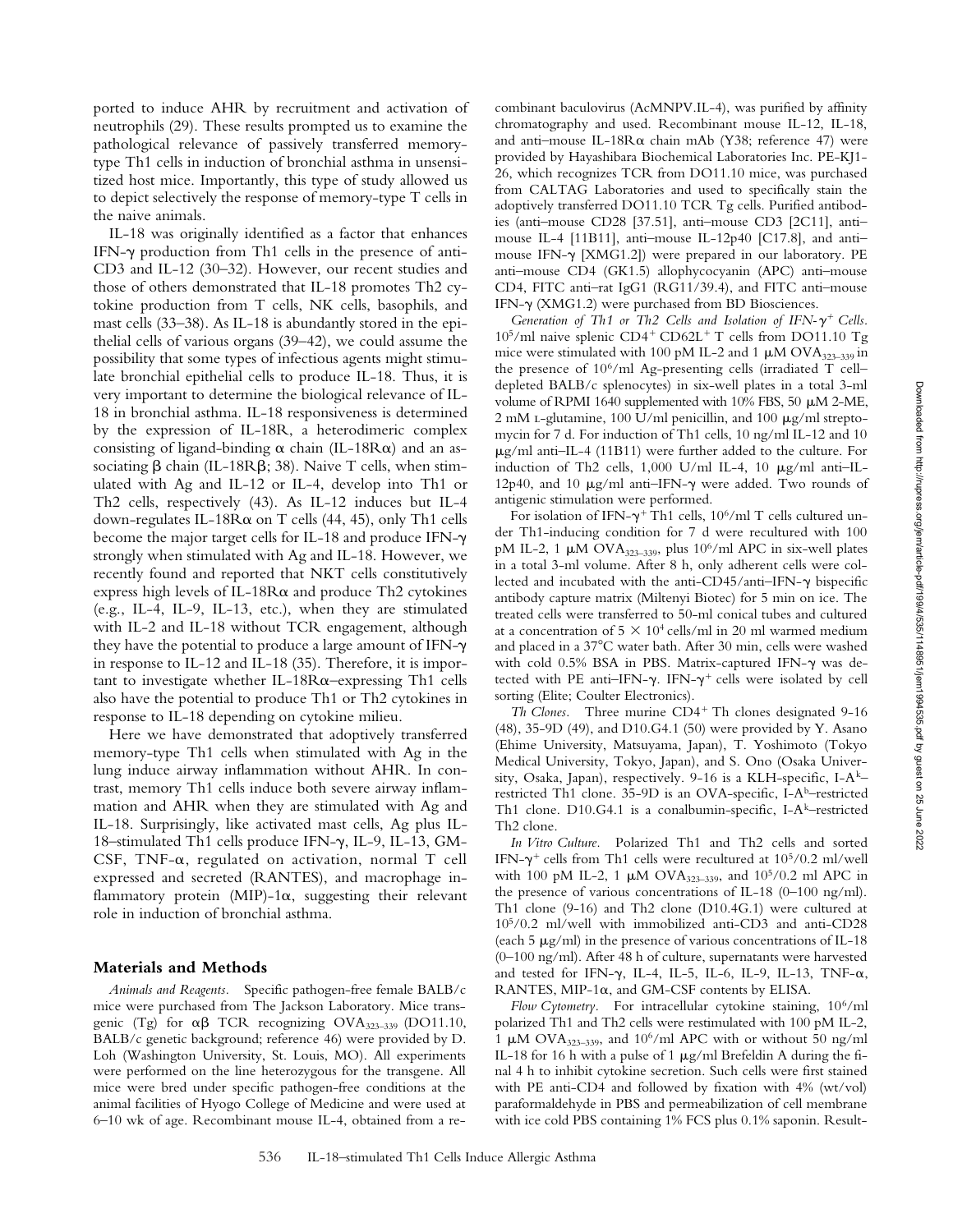ported to induce AHR by recruitment and activation of neutrophils (29). These results prompted us to examine the pathological relevance of passively transferred memory-type Th1 cells in induction of bronchial asthma in unsensitized host mice. Importantly, this type of study allowed us to depict selectively the response of memory-type T cells in the naive animals.

IL-18 was originally identified as a factor that enhances IFN-γ production from Th1 cells in the presence of anti-CD3 and IL-12 (30–32). However, our recent studies and those of others demonstrated that IL-18 promotes Th2 cytokine production from T cells, NK cells, basophils, and mast cells (33–38). As IL-18 is abundantly stored in the epithelial cells of various organs (39–42), we could assume the possibility that some types of infectious agents might stimulate bronchial epithelial cells to produce IL-18. Thus, it is very important to determine the biological relevance of IL-18 in bronchial asthma. IL-18 responsiveness is determined by the expression of IL-18R, a heterodimeric complex consisting of ligand-binding α chain (IL-18Rα) and an associating β chain (IL-18Rβ; 38). Naive T cells, when stimulated with Ag and IL-12 or IL-4, develop into Th1 or Th2 cells, respectively (43). As IL-12 induces but IL-4 down-regulates IL-18Rα on T cells (44, 45), only Th1 cells become the major target cells for IL-18 and produce IFN-γ strongly when stimulated with Ag and IL-18. However, we recently found and reported that NKT cells constitutively express high levels of IL-18Rα and produce Th2 cytokines (e.g., IL-4, IL-9, IL-13, etc.), when they are stimulated with IL-2 and IL-18 without TCR engagement, although they have the potential to produce a large amount of IFN-γ in response to IL-12 and IL-18 (35). Therefore, it is important to investigate whether IL-18Rα–expressing Th1 cells also have the potential to produce Th1 or Th2 cytokines in response to IL-18 depending on cytokine milieu.

Here we have demonstrated that adoptively transferred memory-type Th1 cells when stimulated with Ag in the lung induce airway inflammation without AHR. In contrast, memory Th1 cells induce both severe airway inflammation and AHR when they are stimulated with Ag and IL-18. Surprisingly, like activated mast cells, Ag plus IL-18–stimulated Th1 cells produce IFN-γ, IL-9, IL-13, GM-CSF, TNF-α, regulated on activation, normal T cell expressed and secreted (RANTES), and macrophage inflammatory protein (MIP)-1α, suggesting their relevant role in induction of bronchial asthma.

## Materials and Methods

*Animals and Reagents.* Specific pathogen-free female BALB/c mice were purchased from The Jackson Laboratory. Mice transgenic (Tg) for αβ TCR recognizing $OVA_{323-339}$ (DO11.10, BALB/c genetic background; reference 46) were provided by D. Loh (Washington University, St. Louis, MO). All experiments were performed on the line heterozygous for the transgene. All mice were bred under specific pathogen-free conditions at the animal facilities of Hyogo College of Medicine and were used at 6–10 wk of age. Recombinant mouse IL-4, obtained from a recombinant baculovirus (AcMNPV.IL-4), was purified by affinity chromatography and used. Recombinant mouse IL-12, IL-18, and anti–mouse IL-18Rα chain mAb (Y38; reference 47) were provided by Hayashibara Biochemical Laboratories Inc. PE-KJ1-26, which recognizes TCR from DO11.10 mice, was purchased from CALTAG Laboratories and used to specifically stain the adoptively transferred DO11.10 TCR Tg cells. Purified antibodies (anti–mouse CD28 [37.51], anti–mouse CD3 [2C11], anti–mouse IL-4 [11B11], anti–mouse IL-12p40 [C17.8], and anti–mouse IFN-γ [XMG1.2]) were prepared in our laboratory. PE anti–mouse CD4 (GK1.5) allophycocyanin (APC) anti–mouse CD4, FITC anti–rat IgG1 (RG11/39.4), and FITC anti–mouse IFN-γ (XMG1.2) were purchased from BD Biosciences.

*Generation of Th1 or Th2 Cells and Isolation of IFN-γ$^+$ Cells.* $10^5$/ml naive splenic CD4$^+$ CD62L$^+$ T cells from DO11.10 Tg mice were stimulated with 100 pM IL-2 and 1 μM $OVA_{323-339}$ in the presence of $10^6$/ml Ag-presenting cells (irradiated T cell–depleted BALB/c splenocytes) in six-well plates in a total 3-ml volume of RPMI 1640 supplemented with 10% FBS, 50 μM 2-ME, 2 mM L-glutamine, 100 U/ml penicillin, and 100 μg/ml streptomycin for 7 d. For induction of Th1 cells, 10 ng/ml IL-12 and 10 μg/ml anti–IL-4 (11B11) were further added to the culture. For induction of Th2 cells, 1,000 U/ml IL-4, 10 μg/ml anti–IL-12p40, and 10 μg/ml anti–IFN-γ were added. Two rounds of antigenic stimulation were performed.

For isolation of IFN-γ$^+$ Th1 cells, $10^6$/ml T cells cultured under Th1-inducing condition for 7 d were recultured with 100 pM IL-2, 1 μM $OVA_{323-339}$, plus $10^6$/ml APC in six-well plates in a total 3-ml volume. After 8 h, only adherent cells were collected and incubated with the anti-CD45/anti–IFN-γ bispecific antibody capture matrix (Miltenyi Biotec) for 5 min on ice. The treated cells were transferred to 50-ml conical tubes and cultured at a concentration of $5 \times 10^4$ cells/ml in 20 ml warmed medium and placed in a 37°C water bath. After 30 min, cells were washed with cold 0.5% BSA in PBS. Matrix-captured IFN-γ was detected with PE anti–IFN-γ. IFN-γ$^+$ cells were isolated by cell sorting (Elite; Coulter Electronics).

*Th Clones.* Three murine CD4$^+$ Th clones designated 9-16 (48), 35-9D (49), and D10.G4.1 (50) were provided by Y. Asano (Ehime University, Matsuyama, Japan), T. Yoshimoto (Tokyo Medical University, Tokyo, Japan), and S. Ono (Osaka University, Osaka, Japan), respectively. 9-16 is a KLH-specific, I-A$^k$–restricted Th1 clone. 35-9D is an OVA-specific, I-A$^b$–restricted Th1 clone. D10.G4.1 is a conalbumin-specific, I-A$^k$–restricted Th2 clone.

*In Vitro Culture.* Polarized Th1 and Th2 cells and sorted IFN-γ$^+$ cells from Th1 cells were recultured at $10^5$/0.2 ml/well with 100 pM IL-2, 1 μM $OVA_{323-339}$, and $10^5$/0.2 ml APC in the presence of various concentrations of IL-18 (0–100 ng/ml). Th1 clone (9-16) and Th2 clone (D10.4G.1) were cultured at $10^5$/0.2 ml/well with immobilized anti-CD3 and anti-CD28 (each 5 μg/ml) in the presence of various concentrations of IL-18 (0–100 ng/ml). After 48 h of culture, supernatants were harvested and tested for IFN-γ, IL-4, IL-5, IL-6, IL-9, IL-13, TNF-α, RANTES, MIP-1α, and GM-CSF contents by ELISA.

*Flow Cytometry.* For intracellular cytokine staining, $10^6$/ml polarized Th1 and Th2 cells were restimulated with 100 pM IL-2, 1 μM $OVA_{323-339}$, and $10^6$/ml APC with or without 50 ng/ml IL-18 for 16 h with a pulse of 1 μg/ml Brefeldin A during the final 4 h to inhibit cytokine secretion. Such cells were first stained with PE anti-CD4 and followed by fixation with 4% (wt/vol) paraformaldehyde in PBS and permeabilization of cell membrane with ice cold PBS containing 1% FCS plus 0.1% saponin. Result-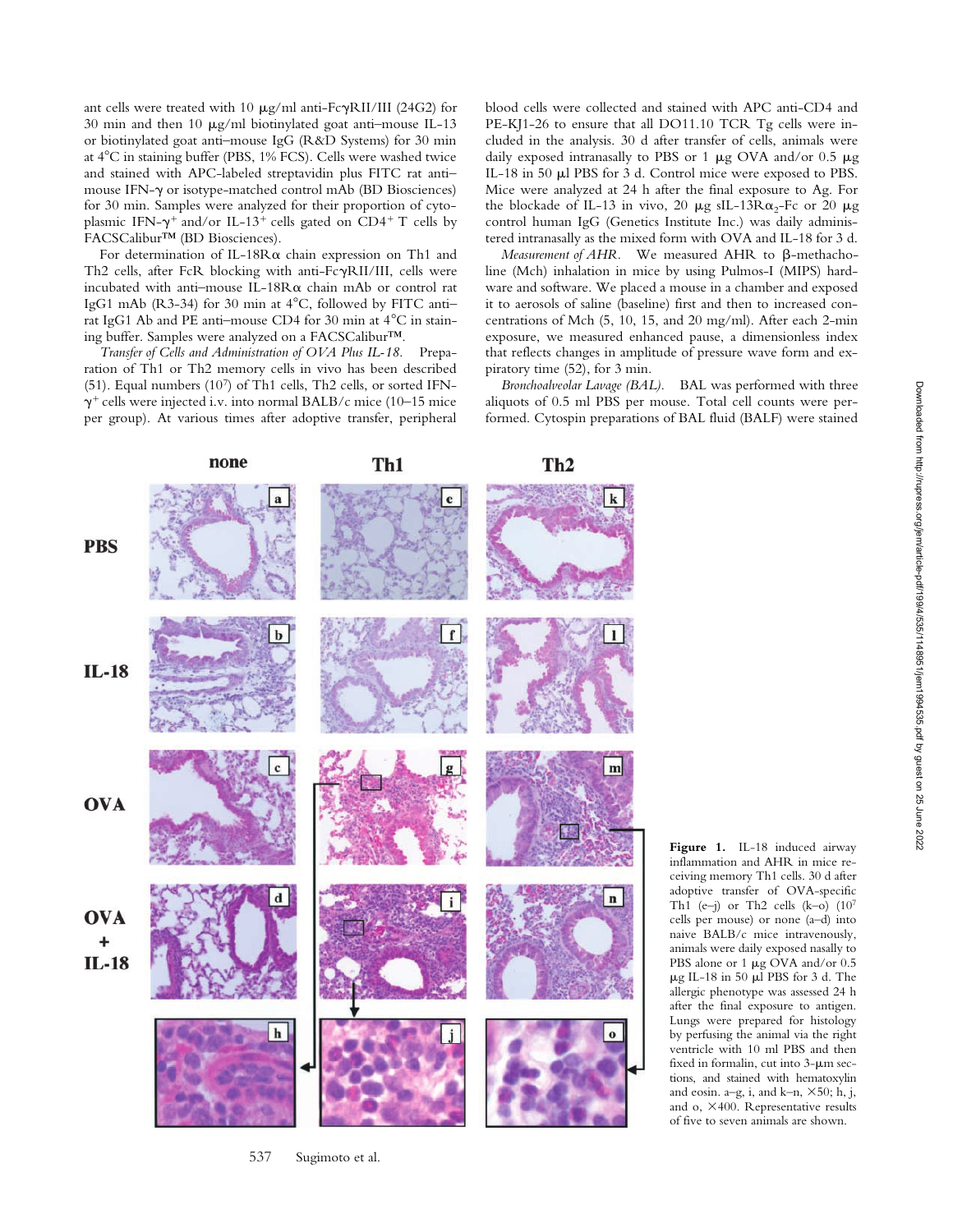ant cells were treated with 10 μg/ml anti-FcγRII/III (24G2) for 30 min and then 10 μg/ml biotinylated goat anti–mouse IL-13 or biotinylated goat anti–mouse IgG (R&D Systems) for 30 min at 4°C in staining buffer (PBS, 1% FCS). Cells were washed twice and stained with APC-labeled streptavidin plus FITC rat anti–mouse IFN-γ or isotype-matched control mAb (BD Biosciences) for 30 min. Samples were analyzed for their proportion of cytoplasmic IFN-$\gamma^+$ and/or IL-$13^+$ cells gated on $CD4^+$ T cells by FACSCalibur™ (BD Biosciences).

For determination of IL-18Rα chain expression on Th1 and Th2 cells, after FcR blocking with anti-FcγRII/III, cells were incubated with anti–mouse IL-18Rα chain mAb or control rat IgG1 mAb (R3-34) for 30 min at 4°C, followed by FITC anti–rat IgG1 Ab and PE anti–mouse CD4 for 30 min at 4°C in staining buffer. Samples were analyzed on a FACSCalibur™.

*Transfer of Cells and Administration of OVA Plus IL-18.* Preparation of Th1 or Th2 memory cells in vivo has been described (51). Equal numbers ($10^7$) of Th1 cells, Th2 cells, or sorted IFN-$\gamma^+$ cells were injected i.v. into normal BALB/c mice (10–15 mice per group). At various times after adoptive transfer, peripheral blood cells were collected and stained with APC anti-CD4 and PE-KJ1-26 to ensure that all DO11.10 TCR Tg cells were included in the analysis. 30 d after transfer of cells, animals were daily exposed intranasally to PBS or 1 μg OVA and/or 0.5 μg IL-18 in 50 μl PBS for 3 d. Control mice were exposed to PBS. Mice were analyzed at 24 h after the final exposure to Ag. For the blockade of IL-13 in vivo, 20 μg sIL-13R$\alpha_2$-Fc or 20 μg control human IgG (Genetics Institute Inc.) was daily administered intranasally as the mixed form with OVA and IL-18 for 3 d.

*Measurement of AHR.* We measured AHR to β-methacholine (Mch) inhalation in mice by using Pulmos-I (MIPS) hardware and software. We placed a mouse in a chamber and exposed it to aerosols of saline (baseline) first and then to increased concentrations of Mch (5, 10, 15, and 20 mg/ml). After each 2-min exposure, we measured enhanced pause, a dimensionless index that reflects changes in amplitude of pressure wave form and expiratory time (52), for 3 min.

*Bronchoalveolar Lavage (BAL).* BAL was performed with three aliquots of 0.5 ml PBS per mouse. Total cell counts were performed. Cytospin preparations of BAL fluid (BALF) were stained

**Figure 1.** IL-18 induced airway inflammation and AHR in mice receiving memory Th1 cells. 30 d after adoptive transfer of OVA-specific Th1 (e–j) or Th2 cells (k–o) ($10^7$ cells per mouse) or none (a–d) into naive BALB/c mice intravenously, animals were daily exposed nasally to PBS alone or 1 μg OVA and/or 0.5 μg IL-18 in 50 μl PBS for 3 d. The allergic phenotype was assessed 24 h after the final exposure to antigen. Lungs were prepared for histology by perfusing the animal via the right ventricle with 10 ml PBS and then fixed in formalin, cut into 3-μm sections, and stained with hematoxylin and eosin. a–g, i, and k–n, ×50; h, j, and o, ×400. Representative results of five to seven animals are shown.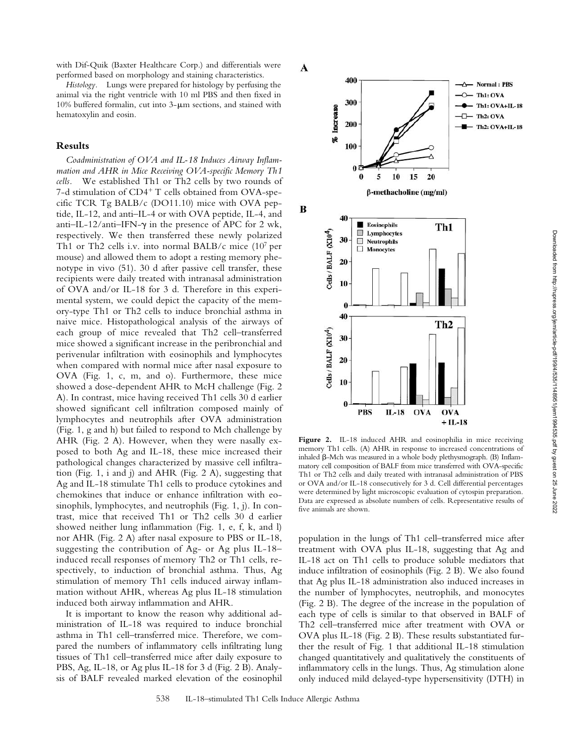with Dif-Quik (Baxter Healthcare Corp.) and differentials were performed based on morphology and staining characteristics.

*Histology.* Lungs were prepared for histology by perfusing the animal via the right ventricle with 10 ml PBS and then fixed in 10% buffered formalin, cut into 3-μm sections, and stained with hematoxylin and eosin.

## Results

*Coadministration of OVA and IL-18 Induces Airway Inflammation and AHR in Mice Receiving OVA-specific Memory Th1 cells.* We established Th1 or Th2 cells by two rounds of 7-d stimulation of $CD4^+$ T cells obtained from OVA-specific TCR Tg BALB/c (DO11.10) mice with OVA peptide, IL-12, and anti–IL-4 or with OVA peptide, IL-4, and anti–IL-12/anti–IFN-γ in the presence of APC for 2 wk, respectively. We then transferred these newly polarized Th1 or Th2 cells i.v. into normal BALB/c mice ($10^7$ per mouse) and allowed them to adopt a resting memory phenotype in vivo (51). 30 d after passive cell transfer, these recipients were daily treated with intranasal administration of OVA and/or IL-18 for 3 d. Therefore in this experimental system, we could depict the capacity of the memory-type Th1 or Th2 cells to induce bronchial asthma in naive mice. Histopathological analysis of the airways of each group of mice revealed that Th2 cell–transferred mice showed a significant increase in the peribronchial and perivenular infiltration with eosinophils and lymphocytes when compared with normal mice after nasal exposure to OVA (Fig. 1, c, m, and o). Furthermore, these mice showed a dose-dependent AHR to McH challenge (Fig. 2 A). In contrast, mice having received Th1 cells 30 d earlier showed significant cell infiltration composed mainly of lymphocytes and neutrophils after OVA administration (Fig. 1, g and h) but failed to respond to Mch challenge by AHR (Fig. 2 A). However, when they were nasally exposed to both Ag and IL-18, these mice increased their pathological changes characterized by massive cell infiltration (Fig. 1, i and j) and AHR (Fig. 2 A), suggesting that Ag and IL-18 stimulate Th1 cells to produce cytokines and chemokines that induce or enhance infiltration with eosinophils, lymphocytes, and neutrophils (Fig. 1, j). In contrast, mice that received Th1 or Th2 cells 30 d earlier showed neither lung inflammation (Fig. 1, e, f, k, and l) nor AHR (Fig. 2 A) after nasal exposure to PBS or IL-18, suggesting the contribution of Ag- or Ag plus IL-18–induced recall responses of memory Th2 or Th1 cells, respectively, to induction of bronchial asthma. Thus, Ag stimulation of memory Th1 cells induced airway inflammation without AHR, whereas Ag plus IL-18 stimulation induced both airway inflammation and AHR.

It is important to know the reason why additional administration of IL-18 was required to induce bronchial asthma in Th1 cell–transferred mice. Therefore, we compared the numbers of inflammatory cells infiltrating lung tissues of Th1 cell–transferred mice after daily exposure to PBS, Ag, IL-18, or Ag plus IL-18 for 3 d (Fig. 2 B). Analysis of BALF revealed marked elevation of the eosinophil population in the lungs of Th1 cell–transferred mice after treatment with OVA plus IL-18, suggesting that Ag and IL-18 act on Th1 cells to produce soluble mediators that induce infiltration of eosinophils (Fig. 2 B). We also found that Ag plus IL-18 administration also induced increases in the number of lymphocytes, neutrophils, and monocytes (Fig. 2 B). The degree of the increase in the population of each type of cells is similar to that observed in BALF of Th2 cell–transferred mice after treatment with OVA or OVA plus IL-18 (Fig. 2 B). These results substantiated further the result of Fig. 1 that additional IL-18 stimulation changed quantitatively and qualitatively the constituents of inflammatory cells in the lungs. Thus, Ag stimulation alone only induced mild delayed-type hypersensitivity (DTH) in

**Figure 2.** IL-18 induced AHR and eosinophilia in mice receiving memory Th1 cells. (A) AHR in response to increased concentrations of inhaled β-Mch was measured in a whole body plethysmograph. (B) Inflammatory cell composition of BALF from mice transferred with OVA-specific Th1 or Th2 cells and daily treated with intranasal administration of PBS or OVA and/or IL-18 consecutively for 3 d. Cell differential percentages were determined by light microscopic evaluation of cytospin preparation. Data are expressed as absolute numbers of cells. Representative results of five animals are shown.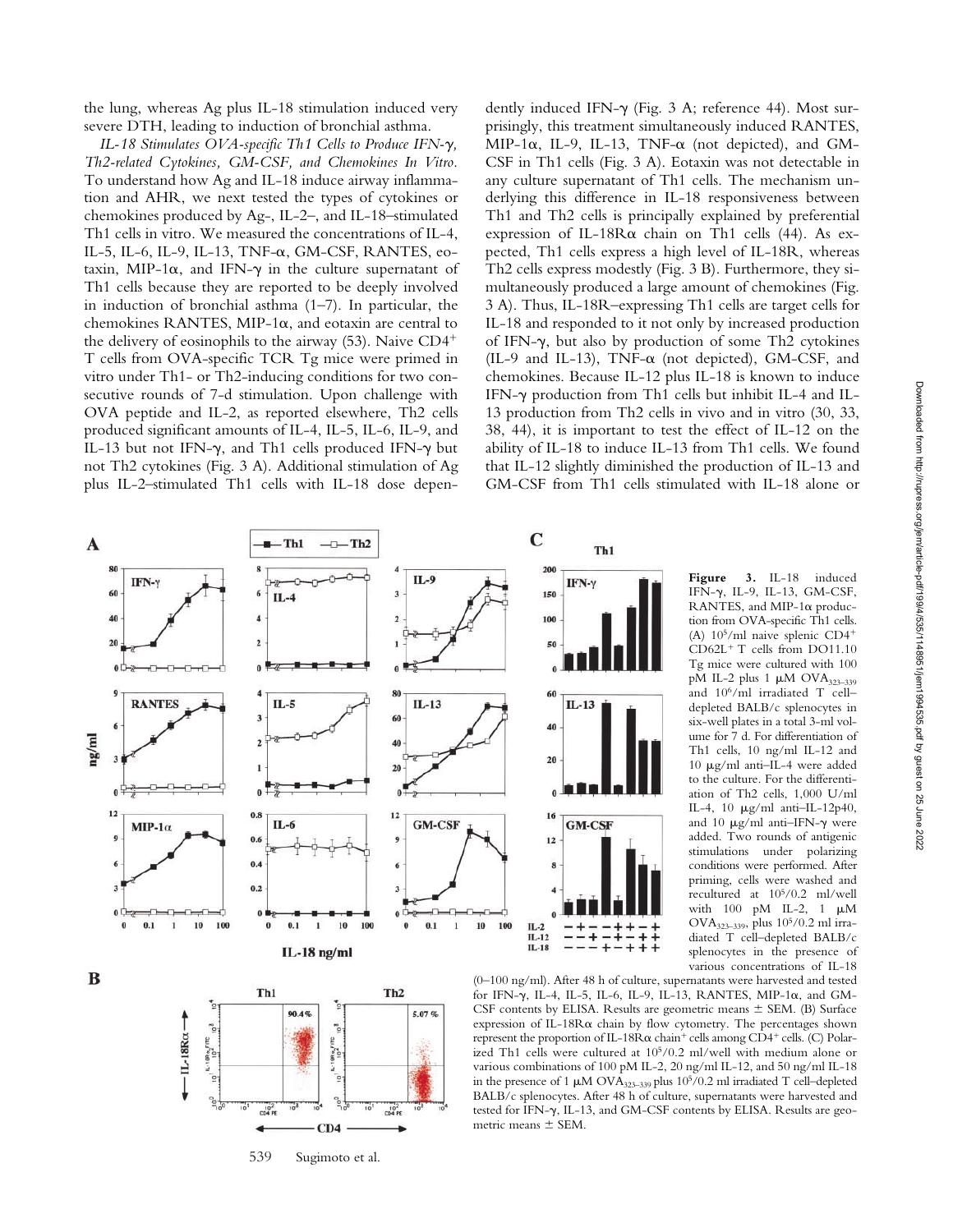the lung, whereas Ag plus IL-18 stimulation induced very severe DTH, leading to induction of bronchial asthma.

*IL-18 Stimulates OVA-specific Th1 Cells to Produce IFN-γ, Th2-related Cytokines, GM-CSF, and Chemokines In Vitro.* To understand how Ag and IL-18 induce airway inflammation and AHR, we next tested the types of cytokines or chemokines produced by Ag-, IL-2–, and IL-18–stimulated Th1 cells in vitro. We measured the concentrations of IL-4, IL-5, IL-6, IL-9, IL-13, TNF-α, GM-CSF, RANTES, eotaxin, MIP-1α, and IFN-γ in the culture supernatant of Th1 cells because they are reported to be deeply involved in induction of bronchial asthma (1–7). In particular, the chemokines RANTES, MIP-1α, and eotaxin are central to the delivery of eosinophils to the airway (53). Naive CD4+ T cells from OVA-specific TCR Tg mice were primed in vitro under Th1- or Th2-inducing conditions for two consecutive rounds of 7-d stimulation. Upon challenge with OVA peptide and IL-2, as reported elsewhere, Th2 cells produced significant amounts of IL-4, IL-5, IL-6, IL-9, and IL-13 but not IFN-γ, and Th1 cells produced IFN-γ but not Th2 cytokines (Fig. 3 A). Additional stimulation of Ag plus IL-2–stimulated Th1 cells with IL-18 dose dependently induced IFN-γ (Fig. 3 A; reference 44). Most surprisingly, this treatment simultaneously induced RANTES, MIP-1α, IL-9, IL-13, TNF-α (not depicted), and GM-CSF in Th1 cells (Fig. 3 A). Eotaxin was not detectable in any culture supernatant of Th1 cells. The mechanism underlying this difference in IL-18 responsiveness between Th1 and Th2 cells is principally explained by preferential expression of IL-18Rα chain on Th1 cells (44). As expected, Th1 cells express a high level of IL-18R, whereas Th2 cells express modestly (Fig. 3 B). Furthermore, they simultaneously produced a large amount of chemokines (Fig. 3 A). Thus, IL-18R–expressing Th1 cells are target cells for IL-18 and responded to it not only by increased production of IFN-γ, but also by production of some Th2 cytokines (IL-9 and IL-13), TNF-α (not depicted), GM-CSF, and chemokines. Because IL-12 plus IL-18 is known to induce IFN-γ production from Th1 cells but inhibit IL-4 and IL-13 production from Th2 cells in vivo and in vitro (30, 33, 38, 44), it is important to test the effect of IL-12 on the ability of IL-18 to induce IL-13 from Th1 cells. We found that IL-12 slightly diminished the production of IL-13 and GM-CSF from Th1 cells stimulated with IL-18 alone or

**Figure 3.** IL-18 induced IFN-γ, IL-9, IL-13, GM-CSF, RANTES, and MIP-1α production from OVA-specific Th1 cells. (A) $10^5$/ml naive splenic CD4+ CD62L+ T cells from DO11.10 Tg mice were cultured with 100 pM IL-2 plus 1 μM $OVA_{323–339}$ and $10^6$/ml irradiated T cell–depleted BALB/c splenocytes in six-well plates in a total 3-ml volume for 7 d. For differentiation of Th1 cells, 10 ng/ml IL-12 and 10 μg/ml anti–IL-4 were added to the culture. For the differentiation of Th2 cells, 1,000 U/ml IL-4, 10 μg/ml anti–IL-12p40, and 10 μg/ml anti–IFN-γ were added. Two rounds of antigenic stimulations under polarizing conditions were performed. After priming, cells were washed and recultured at $10^5$/0.2 ml/well with 100 pM IL-2, 1 μM $OVA_{323–339}$, plus $10^5$/0.2 ml irradiated T cell–depleted BALB/c splenocytes in the presence of various concentrations of IL-18 (0–100 ng/ml). After 48 h of culture, supernatants were harvested and tested for IFN-γ, IL-4, IL-5, IL-6, IL-9, IL-13, RANTES, MIP-1α, and GM-CSF contents by ELISA. Results are geometric means ± SEM. (B) Surface expression of IL-18Rα chain by flow cytometry. The percentages shown represent the proportion of IL-18Rα chain+ cells among CD4+ cells. (C) Polarized Th1 cells were cultured at $10^5$/0.2 ml/well with medium alone or various combinations of 100 pM IL-2, 20 ng/ml IL-12, and 50 ng/ml IL-18 in the presence of 1 μM $OVA_{323–339}$ plus $10^5$/0.2 ml irradiated T cell–depleted BALB/c splenocytes. After 48 h of culture, supernatants were harvested and tested for IFN-γ, IL-13, and GM-CSF contents by ELISA. Results are geometric means ± SEM.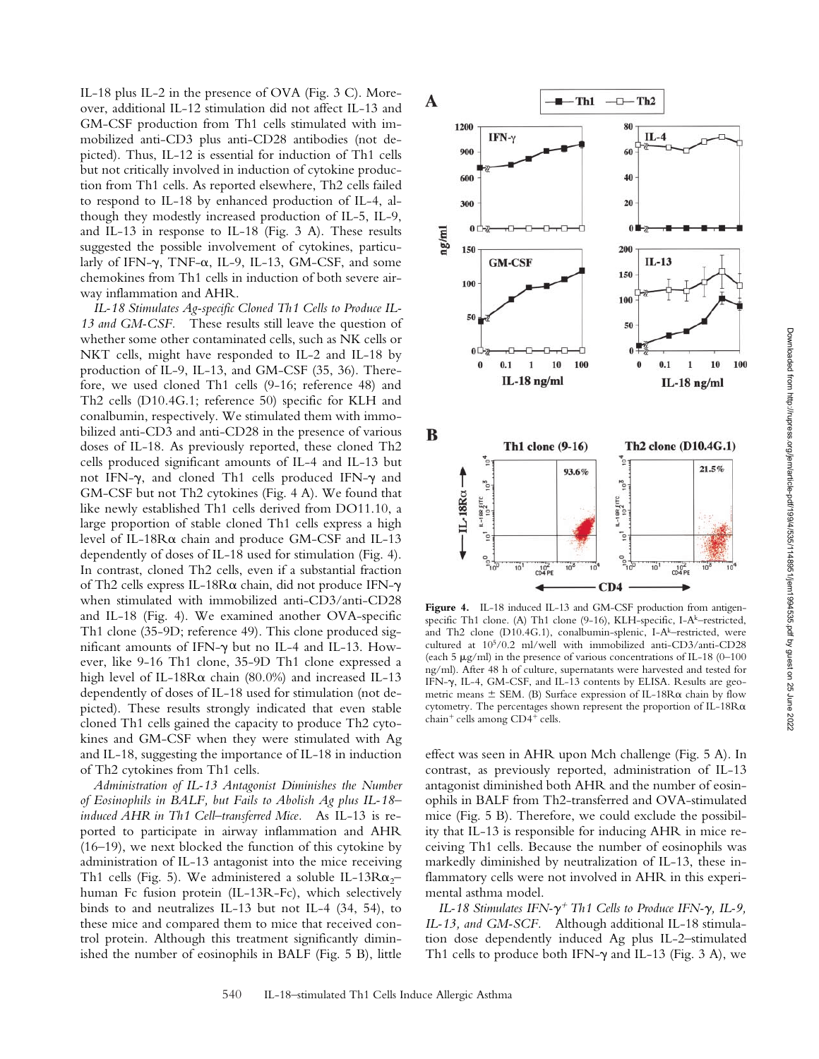IL-18 plus IL-2 in the presence of OVA (Fig. 3 C). Moreover, additional IL-12 stimulation did not affect IL-13 and GM-CSF production from Th1 cells stimulated with immobilized anti-CD3 plus anti-CD28 antibodies (not depicted). Thus, IL-12 is essential for induction of Th1 cells but not critically involved in induction of cytokine production from Th1 cells. As reported elsewhere, Th2 cells failed to respond to IL-18 by enhanced production of IL-4, although they modestly increased production of IL-5, IL-9, and IL-13 in response to IL-18 (Fig. 3 A). These results suggested the possible involvement of cytokines, particularly of IFN-γ, TNF-α, IL-9, IL-13, GM-CSF, and some chemokines from Th1 cells in induction of both severe airway inflammation and AHR.

*IL-18 Stimulates Ag-specific Cloned Th1 Cells to Produce IL-13 and GM-CSF.* These results still leave the question of whether some other contaminated cells, such as NK cells or NKT cells, might have responded to IL-2 and IL-18 by production of IL-9, IL-13, and GM-CSF (35, 36). Therefore, we used cloned Th1 cells (9-16; reference 48) and Th2 cells (D10.4G.1; reference 50) specific for KLH and conalbumin, respectively. We stimulated them with immobilized anti-CD3 and anti-CD28 in the presence of various doses of IL-18. As previously reported, these cloned Th2 cells produced significant amounts of IL-4 and IL-13 but not IFN-γ, and cloned Th1 cells produced IFN-γ and GM-CSF but not Th2 cytokines (Fig. 4 A). We found that like newly established Th1 cells derived from DO11.10, a large proportion of stable cloned Th1 cells express a high level of IL-18Rα chain and produce GM-CSF and IL-13 dependently of doses of IL-18 used for stimulation (Fig. 4). In contrast, cloned Th2 cells, even if a substantial fraction of Th2 cells express IL-18Rα chain, did not produce IFN-γ when stimulated with immobilized anti-CD3/anti-CD28 and IL-18 (Fig. 4). We examined another OVA-specific Th1 clone (35-9D; reference 49). This clone produced significant amounts of IFN-γ but no IL-4 and IL-13. However, like 9-16 Th1 clone, 35-9D Th1 clone expressed a high level of IL-18Rα chain (80.0%) and increased IL-13 dependently of doses of IL-18 used for stimulation (not depicted). These results strongly indicated that even stable cloned Th1 cells gained the capacity to produce Th2 cytokines and GM-CSF when they were stimulated with Ag and IL-18, suggesting the importance of IL-18 in induction of Th2 cytokines from Th1 cells.

*Administration of IL-13 Antagonist Diminishes the Number of Eosinophils in BALF, but Fails to Abolish Ag plus IL-18–induced AHR in Th1 Cell–transferred Mice.* As IL-13 is reported to participate in airway inflammation and AHR (16–19), we next blocked the function of this cytokine by administration of IL-13 antagonist into the mice receiving Th1 cells (Fig. 5). We administered a soluble IL-13Rα$_2$–human Fc fusion protein (IL-13R-Fc), which selectively binds to and neutralizes IL-13 but not IL-4 (34, 54), to these mice and compared them to mice that received control protein. Although this treatment significantly diminished the number of eosinophils in BALF (Fig. 5 B), little effect was seen in AHR upon Mch challenge (Fig. 5 A). In contrast, as previously reported, administration of IL-13 antagonist diminished both AHR and the number of eosinophils in BALF from Th2-transferred and OVA-stimulated mice (Fig. 5 B). Therefore, we could exclude the possibility that IL-13 is responsible for inducing AHR in mice receiving Th1 cells. Because the number of eosinophils was markedly diminished by neutralization of IL-13, these inflammatory cells were not involved in AHR in this experimental asthma model.

**Figure 4.** IL-18 induced IL-13 and GM-CSF production from antigen-specific Th1 clone. (A) Th1 clone (9-16), KLH-specific, I-A$^k$–restricted, and Th2 clone (D10.4G.1), conalbumin-splenic, I-A$^k$–restricted, were cultured at $10^5$/0.2 ml/well with immobilized anti-CD3/anti-CD28 (each 5 μg/ml) in the presence of various concentrations of IL-18 (0–100 ng/ml). After 48 h of culture, supernatants were harvested and tested for IFN-γ, IL-4, GM-CSF, and IL-13 contents by ELISA. Results are geometric means ± SEM. (B) Surface expression of IL-18Rα chain by flow cytometry. The percentages shown represent the proportion of IL-18Rα chain$^+$ cells among CD4$^+$ cells.

*IL-18 Stimulates IFN-γ$^+$ Th1 Cells to Produce IFN-γ, IL-9, IL-13, and GM-SCF.* Although additional IL-18 stimulation dose dependently induced Ag plus IL-2–stimulated Th1 cells to produce both IFN-γ and IL-13 (Fig. 3 A), we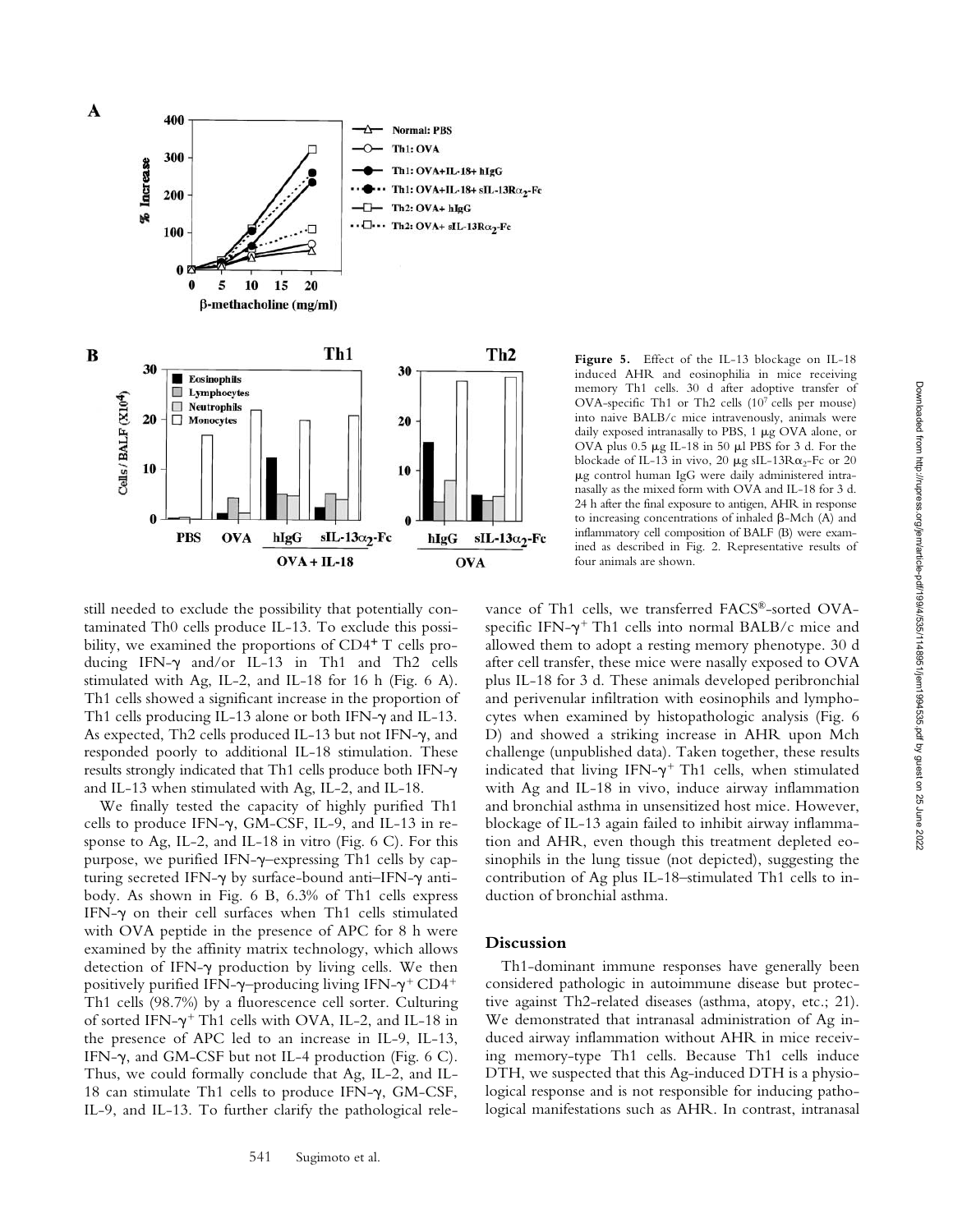**Figure 5.** Effect of the IL-13 blockage on IL-18 induced AHR and eosinophilia in mice receiving memory Th1 cells. 30 d after adoptive transfer of OVA-specific Th1 or Th2 cells ($10^7$ cells per mouse) into naive BALB/c mice intravenously, animals were daily exposed intranasally to PBS, 1 μg OVA alone, or OVA plus 0.5 μg IL-18 in 50 μl PBS for 3 d. For the blockade of IL-13 in vivo, 20 μg sIL-13R$\alpha_2$-Fc or 20 μg control human IgG were daily administered intranasally as the mixed form with OVA and IL-18 for 3 d. 24 h after the final exposure to antigen, AHR in response to increasing concentrations of inhaled β-Mch (A) and inflammatory cell composition of BALF (B) were examined as described in Fig. 2. Representative results of four animals are shown.

still needed to exclude the possibility that potentially contaminated Th0 cells produce IL-13. To exclude this possibility, we examined the proportions of CD4$^+$ T cells producing IFN-γ and/or IL-13 in Th1 and Th2 cells stimulated with Ag, IL-2, and IL-18 for 16 h (Fig. 6 A). Th1 cells showed a significant increase in the proportion of Th1 cells producing IL-13 alone or both IFN-γ and IL-13. As expected, Th2 cells produced IL-13 but not IFN-γ, and responded poorly to additional IL-18 stimulation. These results strongly indicated that Th1 cells produce both IFN-γ and IL-13 when stimulated with Ag, IL-2, and IL-18.

We finally tested the capacity of highly purified Th1 cells to produce IFN-γ, GM-CSF, IL-9, and IL-13 in response to Ag, IL-2, and IL-18 in vitro (Fig. 6 C). For this purpose, we purified IFN-γ–expressing Th1 cells by capturing secreted IFN-γ by surface-bound anti–IFN-γ antibody. As shown in Fig. 6 B, 6.3% of Th1 cells express IFN-γ on their cell surfaces when Th1 cells stimulated with OVA peptide in the presence of APC for 8 h were examined by the affinity matrix technology, which allows detection of IFN-γ production by living cells. We then positively purified IFN-γ–producing living IFN-γ$^+$ CD4$^+$ Th1 cells (98.7%) by a fluorescence cell sorter. Culturing of sorted IFN-γ$^+$ Th1 cells with OVA, IL-2, and IL-18 in the presence of APC led to an increase in IL-9, IL-13, IFN-γ, and GM-CSF but not IL-4 production (Fig. 6 C). Thus, we could formally conclude that Ag, IL-2, and IL-18 can stimulate Th1 cells to produce IFN-γ, GM-CSF, IL-9, and IL-13. To further clarify the pathological relevance of Th1 cells, we transferred FACS®-sorted OVA-specific IFN-γ$^+$ Th1 cells into normal BALB/c mice and allowed them to adopt a resting memory phenotype. 30 d after cell transfer, these mice were nasally exposed to OVA plus IL-18 for 3 d. These animals developed peribronchial and perivenular infiltration with eosinophils and lymphocytes when examined by histopathologic analysis (Fig. 6 D) and showed a striking increase in AHR upon Mch challenge (unpublished data). Taken together, these results indicated that living IFN-γ$^+$ Th1 cells, when stimulated with Ag and IL-18 in vivo, induce airway inflammation and bronchial asthma in unsensitized host mice. However, blockage of IL-13 again failed to inhibit airway inflammation and AHR, even though this treatment depleted eosinophils in the lung tissue (not depicted), suggesting the contribution of Ag plus IL-18–stimulated Th1 cells to induction of bronchial asthma.

## Discussion

Th1-dominant immune responses have generally been considered pathologic in autoimmune disease but protective against Th2-related diseases (asthma, atopy, etc.; 21). We demonstrated that intranasal administration of Ag induced airway inflammation without AHR in mice receiving memory-type Th1 cells. Because Th1 cells induce DTH, we suspected that this Ag-induced DTH is a physiological response and is not responsible for inducing pathological manifestations such as AHR. In contrast, intranasal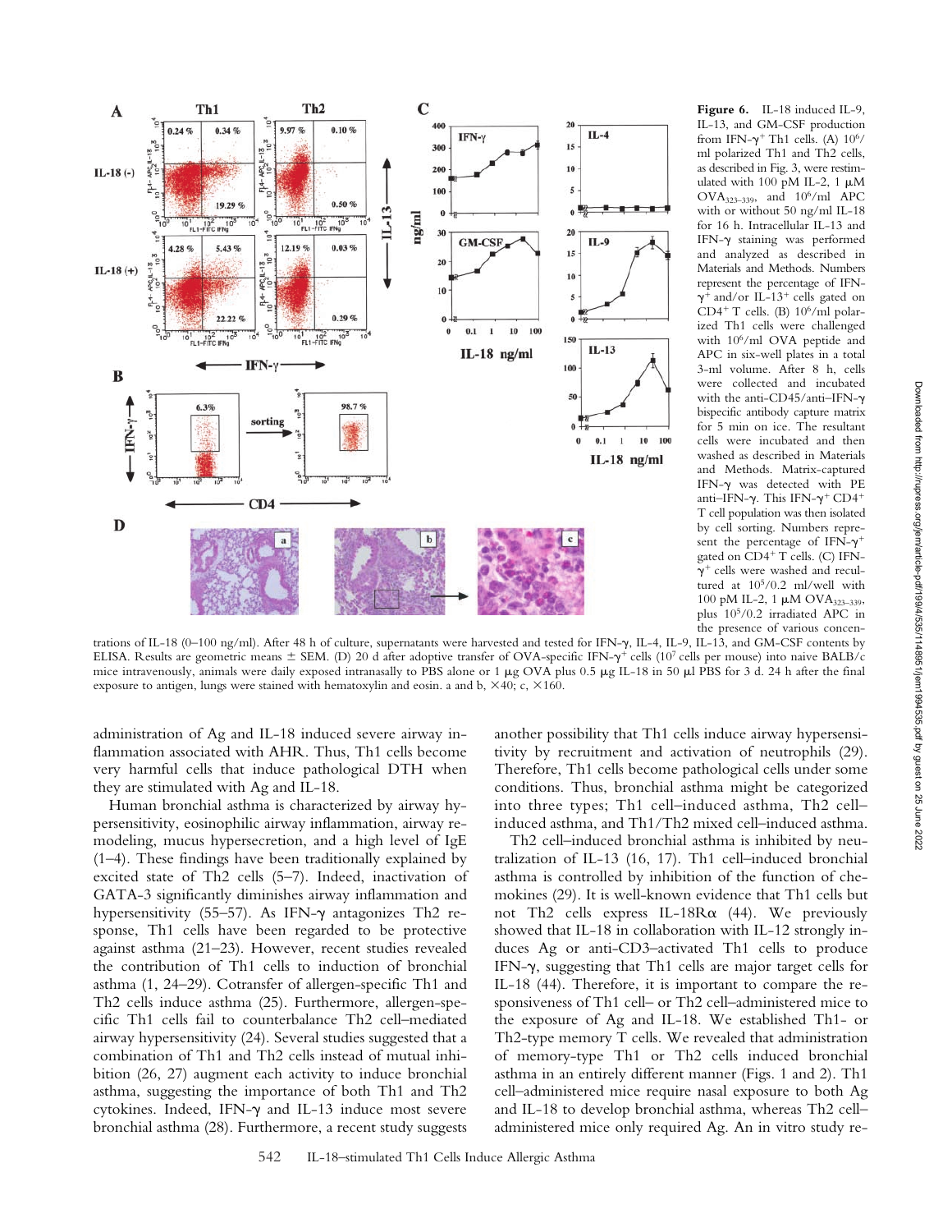**Figure 6.** IL-18 induced IL-9, IL-13, and GM-CSF production from IFN-γ$^+$ Th1 cells. (A) $10^6$/ml polarized Th1 and Th2 cells, as described in Fig. 3, were restimulated with 100 pM IL-2, 1 μM $OVA_{323–339}$, and $10^6$/ml APC with or without 50 ng/ml IL-18 for 16 h. Intracellular IL-13 and IFN-γ staining was performed and analyzed as described in Materials and Methods. Numbers represent the percentage of IFN-γ$^+$ and/or IL-13$^+$ cells gated on CD4$^+$ T cells. (B) $10^6$/ml polarized Th1 cells were challenged with $10^6$/ml OVA peptide and APC in six-well plates in a total 3-ml volume. After 8 h, cells were collected and incubated with the anti-CD45/anti–IFN-γ bispecific antibody capture matrix for 5 min on ice. The resultant cells were incubated and then washed as described in Materials and Methods. Matrix-captured IFN-γ was detected with PE anti–IFN-γ. This IFN-γ$^+$ CD4$^+$ T cell population was then isolated by cell sorting. Numbers represent the percentage of IFN-γ$^+$ gated on CD4$^+$ T cells. (C) IFN-γ$^+$ cells were washed and recultured at $10^5$/0.2 ml/well with 100 pM IL-2, 1 μM $OVA_{323–339}$, plus $10^5$/0.2 irradiated APC in the presence of various concentrations of IL-18 (0–100 ng/ml). After 48 h of culture, supernatants were harvested and tested for IFN-γ, IL-4, IL-9, IL-13, and GM-CSF contents by ELISA. Results are geometric means ± SEM. (D) 20 d after adoptive transfer of OVA-specific IFN-γ$^+$ cells ($10^7$ cells per mouse) into naive BALB/c mice intravenously, animals were daily exposed intranasally to PBS alone or 1 μg OVA plus 0.5 μg IL-18 in 50 μl PBS for 3 d. 24 h after the final exposure to antigen, lungs were stained with hematoxylin and eosin. a and b, ×40; c, ×160.

administration of Ag and IL-18 induced severe airway inflammation associated with AHR. Thus, Th1 cells become very harmful cells that induce pathological DTH when they are stimulated with Ag and IL-18.

Human bronchial asthma is characterized by airway hypersensitivity, eosinophilic airway inflammation, airway remodeling, mucus hypersecretion, and a high level of IgE (1–4). These findings have been traditionally explained by excited state of Th2 cells (5–7). Indeed, inactivation of GATA-3 significantly diminishes airway inflammation and hypersensitivity (55–57). As IFN-γ antagonizes Th2 response, Th1 cells have been regarded to be protective against asthma (21–23). However, recent studies revealed the contribution of Th1 cells to induction of bronchial asthma (1, 24–29). Cotransfer of allergen-specific Th1 and Th2 cells induce asthma (25). Furthermore, allergen-specific Th1 cells fail to counterbalance Th2 cell–mediated airway hypersensitivity (24). Several studies suggested that a combination of Th1 and Th2 cells instead of mutual inhibition (26, 27) augment each activity to induce bronchial asthma, suggesting the importance of both Th1 and Th2 cytokines. Indeed, IFN-γ and IL-13 induce most severe bronchial asthma (28). Furthermore, a recent study suggests another possibility that Th1 cells induce airway hypersensitivity by recruitment and activation of neutrophils (29). Therefore, Th1 cells become pathological cells under some conditions. Thus, bronchial asthma might be categorized into three types; Th1 cell–induced asthma, Th2 cell–induced asthma, and Th1/Th2 mixed cell–induced asthma.

Th2 cell–induced bronchial asthma is inhibited by neutralization of IL-13 (16, 17). Th1 cell–induced bronchial asthma is controlled by inhibition of the function of chemokines (29). It is well-known evidence that Th1 cells but not Th2 cells express IL-18Rα (44). We previously showed that IL-18 in collaboration with IL-12 strongly induces Ag or anti-CD3–activated Th1 cells to produce IFN-γ, suggesting that Th1 cells are major target cells for IL-18 (44). Therefore, it is important to compare the responsiveness of Th1 cell– or Th2 cell–administered mice to the exposure of Ag and IL-18. We established Th1- or Th2-type memory T cells. We revealed that administration of memory-type Th1 or Th2 cells induced bronchial asthma in an entirely different manner (Figs. 1 and 2). Th1 cell–administered mice require nasal exposure to both Ag and IL-18 to develop bronchial asthma, whereas Th2 cell–administered mice only required Ag. An in vitro study re-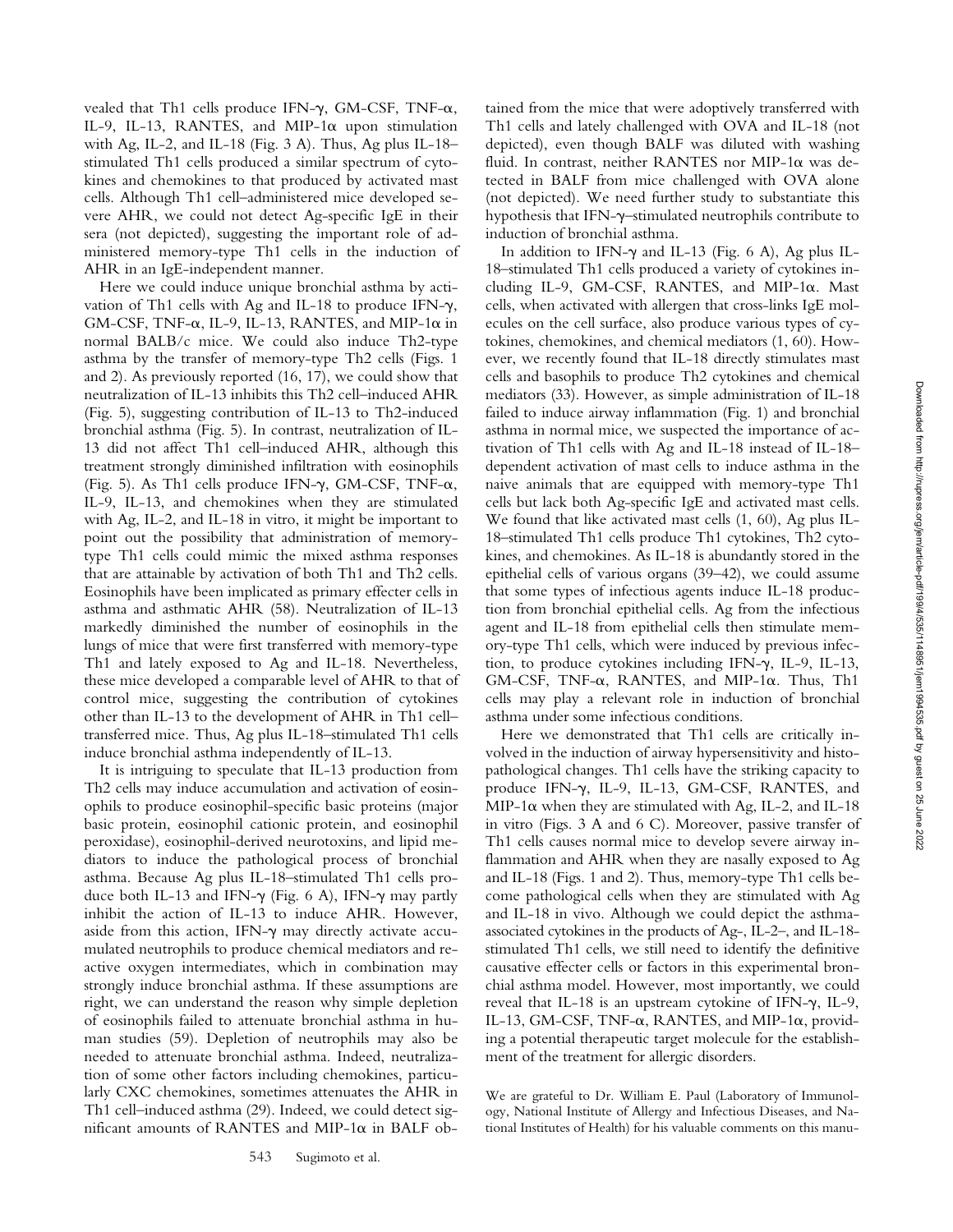vealed that Th1 cells produce IFN-γ, GM-CSF, TNF-α, IL-9, IL-13, RANTES, and MIP-1α upon stimulation with Ag, IL-2, and IL-18 (Fig. 3 A). Thus, Ag plus IL-18–stimulated Th1 cells produced a similar spectrum of cytokines and chemokines to that produced by activated mast cells. Although Th1 cell–administered mice developed severe AHR, we could not detect Ag-specific IgE in their sera (not depicted), suggesting the important role of administered memory-type Th1 cells in the induction of AHR in an IgE-independent manner.

Here we could induce unique bronchial asthma by activation of Th1 cells with Ag and IL-18 to produce IFN-γ, GM-CSF, TNF-α, IL-9, IL-13, RANTES, and MIP-1α in normal BALB/c mice. We could also induce Th2-type asthma by the transfer of memory-type Th2 cells (Figs. 1 and 2). As previously reported (16, 17), we could show that neutralization of IL-13 inhibits this Th2 cell–induced AHR (Fig. 5), suggesting contribution of IL-13 to Th2-induced bronchial asthma (Fig. 5). In contrast, neutralization of IL-13 did not affect Th1 cell–induced AHR, although this treatment strongly diminished infiltration with eosinophils (Fig. 5). As Th1 cells produce IFN-γ, GM-CSF, TNF-α, IL-9, IL-13, and chemokines when they are stimulated with Ag, IL-2, and IL-18 in vitro, it might be important to point out the possibility that administration of memory-type Th1 cells could mimic the mixed asthma responses that are attainable by activation of both Th1 and Th2 cells. Eosinophils have been implicated as primary effecter cells in asthma and asthmatic AHR (58). Neutralization of IL-13 markedly diminished the number of eosinophils in the lungs of mice that were first transferred with memory-type Th1 and lately exposed to Ag and IL-18. Nevertheless, these mice developed a comparable level of AHR to that of control mice, suggesting the contribution of cytokines other than IL-13 to the development of AHR in Th1 cell–transferred mice. Thus, Ag plus IL-18–stimulated Th1 cells induce bronchial asthma independently of IL-13.

It is intriguing to speculate that IL-13 production from Th2 cells may induce accumulation and activation of eosinophils to produce eosinophil-specific basic proteins (major basic protein, eosinophil cationic protein, and eosinophil peroxidase), eosinophil-derived neurotoxins, and lipid mediators to induce the pathological process of bronchial asthma. Because Ag plus IL-18–stimulated Th1 cells produce both IL-13 and IFN-γ (Fig. 6 A), IFN-γ may partly inhibit the action of IL-13 to induce AHR. However, aside from this action, IFN-γ may directly activate accumulated neutrophils to produce chemical mediators and reactive oxygen intermediates, which in combination may strongly induce bronchial asthma. If these assumptions are right, we can understand the reason why simple depletion of eosinophils failed to attenuate bronchial asthma in human studies (59). Depletion of neutrophils may also be needed to attenuate bronchial asthma. Indeed, neutralization of some other factors including chemokines, particularly CXC chemokines, sometimes attenuates the AHR in Th1 cell–induced asthma (29). Indeed, we could detect significant amounts of RANTES and MIP-1α in BALF obtained from the mice that were adoptively transferred with Th1 cells and lately challenged with OVA and IL-18 (not depicted), even though BALF was diluted with washing fluid. In contrast, neither RANTES nor MIP-1α was detected in BALF from mice challenged with OVA alone (not depicted). We need further study to substantiate this hypothesis that IFN-γ–stimulated neutrophils contribute to induction of bronchial asthma.

In addition to IFN-γ and IL-13 (Fig. 6 A), Ag plus IL-18–stimulated Th1 cells produced a variety of cytokines including IL-9, GM-CSF, RANTES, and MIP-1α. Mast cells, when activated with allergen that cross-links IgE molecules on the cell surface, also produce various types of cytokines, chemokines, and chemical mediators (1, 60). However, we recently found that IL-18 directly stimulates mast cells and basophils to produce Th2 cytokines and chemical mediators (33). However, as simple administration of IL-18 failed to induce airway inflammation (Fig. 1) and bronchial asthma in normal mice, we suspected the importance of activation of Th1 cells with Ag and IL-18 instead of IL-18–dependent activation of mast cells to induce asthma in the naive animals that are equipped with memory-type Th1 cells but lack both Ag-specific IgE and activated mast cells. We found that like activated mast cells (1, 60), Ag plus IL-18–stimulated Th1 cells produce Th1 cytokines, Th2 cytokines, and chemokines. As IL-18 is abundantly stored in the epithelial cells of various organs (39–42), we could assume that some types of infectious agents induce IL-18 production from bronchial epithelial cells. Ag from the infectious agent and IL-18 from epithelial cells then stimulate memory-type Th1 cells, which were induced by previous infection, to produce cytokines including IFN-γ, IL-9, IL-13, GM-CSF, TNF-α, RANTES, and MIP-1α. Thus, Th1 cells may play a relevant role in induction of bronchial asthma under some infectious conditions.

Here we demonstrated that Th1 cells are critically involved in the induction of airway hypersensitivity and histopathological changes. Th1 cells have the striking capacity to produce IFN-γ, IL-9, IL-13, GM-CSF, RANTES, and MIP-1α when they are stimulated with Ag, IL-2, and IL-18 in vitro (Figs. 3 A and 6 C). Moreover, passive transfer of Th1 cells causes normal mice to develop severe airway inflammation and AHR when they are nasally exposed to Ag and IL-18 (Figs. 1 and 2). Thus, memory-type Th1 cells become pathological cells when they are stimulated with Ag and IL-18 in vivo. Although we could depict the asthma-associated cytokines in the products of Ag-, IL-2–, and IL-18–stimulated Th1 cells, we still need to identify the definitive causative effecter cells or factors in this experimental bronchial asthma model. However, most importantly, we could reveal that IL-18 is an upstream cytokine of IFN-γ, IL-9, IL-13, GM-CSF, TNF-α, RANTES, and MIP-1α, providing a potential therapeutic target molecule for the establishment of the treatment for allergic disorders.

We are grateful to Dr. William E. Paul (Laboratory of Immunology, National Institute of Allergy and Infectious Diseases, and National Institutes of Health) for his valuable comments on this manu-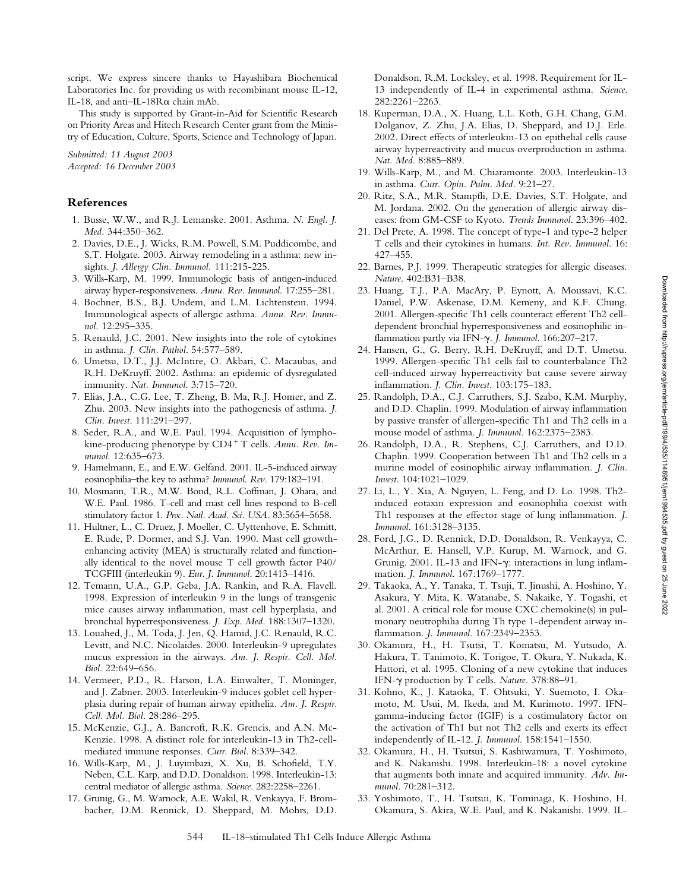script. We express sincere thanks to Hayashibara Biochemical Laboratories Inc. for providing us with recombinant mouse IL-12, IL-18, and anti–IL-18Rα chain mAb.

This study is supported by Grant-in-Aid for Scientific Research on Priority Areas and Hitech Research Center grant from the Ministry of Education, Culture, Sports, Science and Technology of Japan.

*Submitted: 11 August 2003*
*Accepted: 16 December 2003*

## References

1. Busse, W.W., and R.J. Lemanske. 2001. Asthma. *N. Engl. J. Med.* 344:350–362.
2. Davies, D.E., J. Wicks, R.M. Powell, S.M. Puddicombe, and S.T. Holgate. 2003. Airway remodeling in a asthma: new insights. *J. Allergy Clin. Immunol.* 111:215-225.
3. Wills-Karp, M. 1999. Immunologic basis of antigen-induced airway hyper-responsiveness. *Annu. Rev. Immunol.* 17:255–281.
4. Bochner, B.S., B.J. Undem, and L.M. Lichtenstein. 1994. Immunological aspects of allergic asthma. *Annu. Rev. Immunol.* 12:295–335.
5. Renauld, J.C. 2001. New insights into the role of cytokines in asthma. *J. Clin. Pathol.* 54:577–589.
6. Umetsu, D.T., J.J. McIntire, O. Akbari, C. Macaubas, and R.H. DeKruyff. 2002. Asthma: an epidemic of dysregulated immunity. *Nat. Immunol.* 3:715–720.
7. Elias, J.A., C.G. Lee, T. Zheng, B. Ma, R.J. Homer, and Z. Zhu. 2003. New insights into the pathogenesis of asthma. *J. Clin. Invest.* 111:291–297.
8. Seder, R.A., and W.E. Paul. 1994. Acquisition of lymphokine-producing phenotype by $CD4^+$ T cells. *Annu. Rev. Immunol.* 12:635–673.
9. Hamelmann, E., and E.W. Gelfand. 2001. IL-5-induced airway eosinophilia–the key to asthma? *Immunol. Rev.* 179:182–191.
10. Mosmann, T.R., M.W. Bond, R.L. Coffman, J. Ohara, and W.E. Paul. 1986. T-cell and mast cell lines respond to B-cell stimulatory factor 1. *Proc. Natl. Acad. Sci. USA.* 83:5654–5658.
11. Hultner, L., C. Druez, J. Moeller, C. Uyttenhove, E. Schmitt, E. Rude, P. Dormer, and S.J. Van. 1990. Mast cell growth-enhancing activity (MEA) is structurally related and functionally identical to the novel mouse T cell growth factor P40/TCGFIII (interleukin 9). *Eur. J. Immunol.* 20:1413–1416.
12. Temann, U.A., G.P. Geba, J.A. Rankin, and R.A. Flavell. 1998. Expression of interleukin 9 in the lungs of transgenic mice causes airway inflammation, mast cell hyperplasia, and bronchial hyperresponsiveness. *J. Exp. Med.* 188:1307–1320.
13. Louahed, J., M. Toda, J. Jen, Q. Hamid, J.C. Renauld, R.C. Levitt, and N.C. Nicolaides. 2000. Interleukin-9 upregulates mucus expression in the airways. *Am. J. Respir. Cell. Mol. Biol.* 22:649–656.
14. Vermeer, P.D., R. Harson, L.A. Einwalter, T. Moninger, and J. Zabner. 2003. Interleukin-9 induces goblet cell hyperplasia during repair of human airway epithelia. *Am. J. Respir. Cell. Mol. Biol.* 28:286–295.
15. McKenzie, G.J., A. Bancroft, R.K. Grencis, and A.N. McKenzie. 1998. A distinct role for interleukin-13 in Th2-cell-mediated immune responses. *Curr. Biol.* 8:339–342.
16. Wills-Karp, M., J. Luyimbazi, X. Xu, B. Schofield, T.Y. Neben, C.L. Karp, and D.D. Donaldson. 1998. Interleukin-13: central mediator of allergic asthma. *Science.* 282:2258–2261.
17. Grunig, G., M. Warnock, A.E. Wakil, R. Venkayya, F. Brombacher, D.M. Rennick, D. Sheppard, M. Mohrs, D.D. Donaldson, R.M. Locksley, et al. 1998. Requirement for IL-13 independently of IL-4 in experimental asthma. *Science.* 282:2261–2263.
18. Kuperman, D.A., X. Huang, L.L. Koth, G.H. Chang, G.M. Dolganov, Z. Zhu, J.A. Elias, D. Sheppard, and D.J. Erle. 2002. Direct effects of interleukin-13 on epithelial cells cause airway hyperreactivity and mucus overproduction in asthma. *Nat. Med.* 8:885–889.
19. Wills-Karp, M., and M. Chiaramonte. 2003. Interleukin-13 in asthma. *Curr. Opin. Pulm. Med.* 9:21–27.
20. Ritz, S.A., M.R. Stampfli, D.E. Davies, S.T. Holgate, and M. Jordana. 2002. On the generation of allergic airway diseases: from GM-CSF to Kyoto. *Trends Immunol.* 23:396–402.
21. Del Prete, A. 1998. The concept of type-1 and type-2 helper T cells and their cytokines in humans. *Int. Rev. Immunol.* 16:427–455.
22. Barnes, P.J. 1999. Therapeutic strategies for allergic diseases. *Nature.* 402:B31–B38.
23. Huang, T.J., P.A. MacAry, P. Eynott, A. Moussavi, K.C. Daniel, P.W. Askenase, D.M. Kemeny, and K.F. Chung. 2001. Allergen-specific Th1 cells counteract efferent Th2 cell-dependent bronchial hyperresponsiveness and eosinophilic inflammation partly via IFN-γ. *J. Immunol.* 166:207–217.
24. Hansen, G., G. Berry, R.H. DeKruyff, and D.T. Umetsu. 1999. Allergen-specific Th1 cells fail to counterbalance Th2 cell-induced airway hyperreactivity but cause severe airway inflammation. *J. Clin. Invest.* 103:175–183.
25. Randolph, D.A., C.J. Carruthers, S.J. Szabo, K.M. Murphy, and D.D. Chaplin. 1999. Modulation of airway inflammation by passive transfer of allergen-specific Th1 and Th2 cells in a mouse model of asthma. *J. Immunol.* 162:2375–2383.
26. Randolph, D.A., R. Stephens, C.J. Carruthers, and D.D. Chaplin. 1999. Cooperation between Th1 and Th2 cells in a murine model of eosinophilic airway inflammation. *J. Clin. Invest.* 104:1021–1029.
27. Li, L., Y. Xia, A. Nguyen, L. Feng, and D. Lo. 1998. Th2-induced eotaxin expression and eosinophilia coexist with Th1 responses at the effector stage of lung inflammation. *J. Immunol.* 161:3128–3135.
28. Ford, J.G., D. Rennick, D.D. Donaldson, R. Venkayya, C. McArthur, E. Hansell, V.P. Kurup, M. Warnock, and G. Grunig. 2001. IL-13 and IFN-γ: interactions in lung inflammation. *J. Immunol.* 167:1769–1777.
29. Takaoka, A., Y. Tanaka, T. Tsuji, T. Jinushi, A. Hoshino, Y. Asakura, Y. Mita, K. Watanabe, S. Nakaike, Y. Togashi, et al. 2001. A critical role for mouse CXC chemokine(s) in pulmonary neutrophilia during Th type 1-dependent airway inflammation. *J. Immunol.* 167:2349–2353.
30. Okamura, H., H. Tsutsi, T. Komatsu, M. Yutsudo, A. Hakura, T. Tanimoto, K. Torigoe, T. Okura, Y. Nukada, K. Hattori, et al. 1995. Cloning of a new cytokine that induces IFN-γ production by T cells. *Nature.* 378:88–91.
31. Kohno, K., J. Kataoka, T. Ohtsuki, Y. Suemoto, I. Okamoto, M. Usui, M. Ikeda, and M. Kurimoto. 1997. IFN-gamma-inducing factor (IGIF) is a costimulatory factor on the activation of Th1 but not Th2 cells and exerts its effect independently of IL-12. *J. Immunol.* 158:1541–1550.
32. Okamura, H., H. Tsutsui, S. Kashiwamura, T. Yoshimoto, and K. Nakanishi. 1998. Interleukin-18: a novel cytokine that augments both innate and acquired immunity. *Adv. Immunol.* 70:281–312.
33. Yoshimoto, T., H. Tsutsui, K. Tominaga, K. Hoshino, H. Okamura, S. Akira, W.E. Paul, and K. Nakanishi. 1999. IL-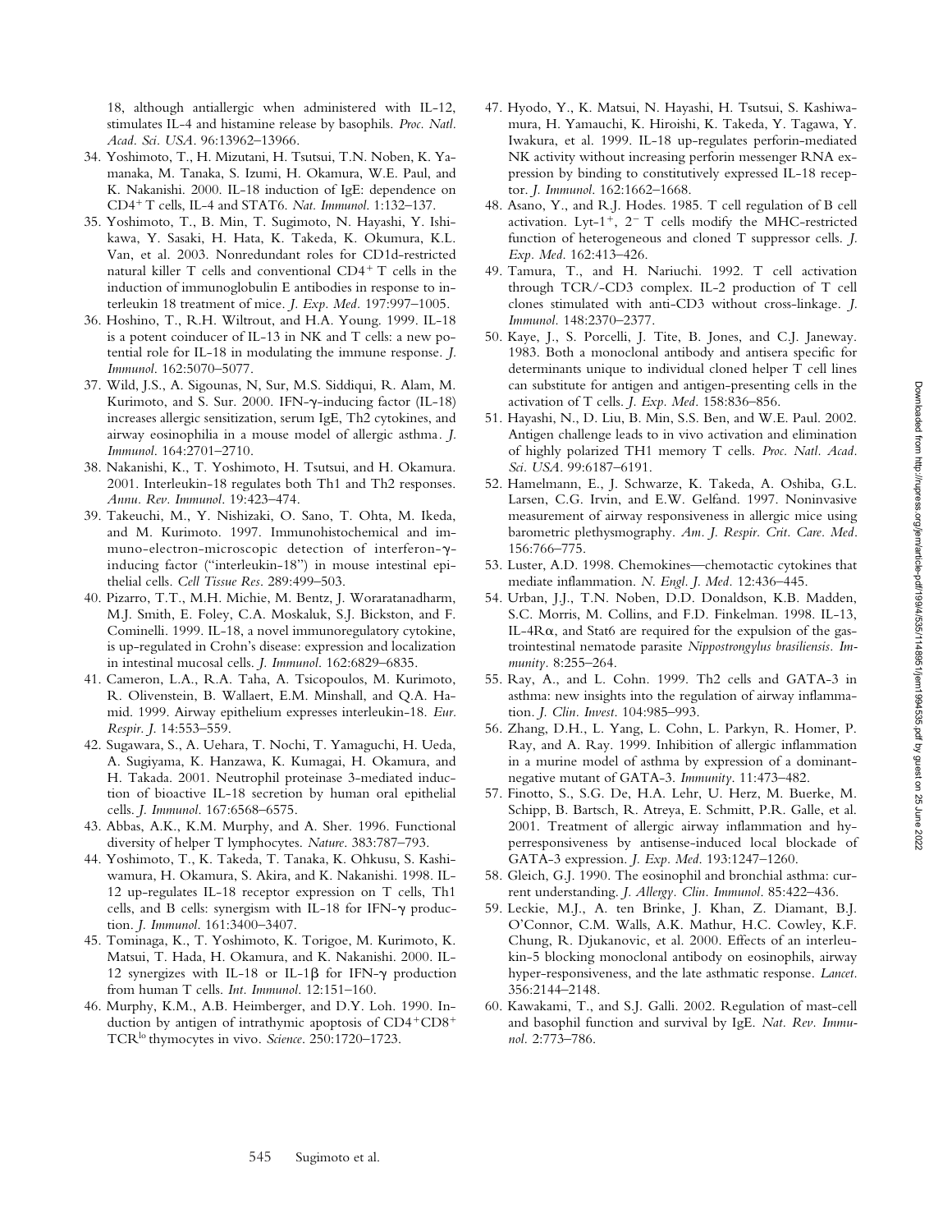18, although antiallergic when administered with IL-12, stimulates IL-4 and histamine release by basophils. *Proc. Natl. Acad. Sci. USA.* 96:13962–13966.

34. Yoshimoto, T., H. Mizutani, H. Tsutsui, T.N. Noben, K. Yamanaka, M. Tanaka, S. Izumi, H. Okamura, W.E. Paul, and K. Nakanishi. 2000. IL-18 induction of IgE: dependence on CD4+ T cells, IL-4 and STAT6. *Nat. Immunol.* 1:132–137.
35. Yoshimoto, T., B. Min, T. Sugimoto, N. Hayashi, Y. Ishikawa, Y. Sasaki, H. Hata, K. Takeda, K. Okumura, K.L. Van, et al. 2003. Nonredundant roles for CD1d-restricted natural killer T cells and conventional CD4+ T cells in the induction of immunoglobulin E antibodies in response to interleukin 18 treatment of mice. *J. Exp. Med.* 197:997–1005.
36. Hoshino, T., R.H. Wiltrout, and H.A. Young. 1999. IL-18 is a potent coinducer of IL-13 in NK and T cells: a new potential role for IL-18 in modulating the immune response. *J. Immunol.* 162:5070–5077.
37. Wild, J.S., A. Sigounas, N, Sur, M.S. Siddiqui, R. Alam, M. Kurimoto, and S. Sur. 2000. IFN-γ-inducing factor (IL-18) increases allergic sensitization, serum IgE, Th2 cytokines, and airway eosinophilia in a mouse model of allergic asthma. *J. Immunol.* 164:2701–2710.
38. Nakanishi, K., T. Yoshimoto, H. Tsutsui, and H. Okamura. 2001. Interleukin-18 regulates both Th1 and Th2 responses. *Annu. Rev. Immunol.* 19:423–474.
39. Takeuchi, M., Y. Nishizaki, O. Sano, T. Ohta, M. Ikeda, and M. Kurimoto. 1997. Immunohistochemical and immuno-electron-microscopic detection of interferon-γ-inducing factor ("interleukin-18") in mouse intestinal epithelial cells. *Cell Tissue Res.* 289:499–503.
40. Pizarro, T.T., M.H. Michie, M. Bentz, J. Woraratanadharm, M.J. Smith, E. Foley, C.A. Moskaluk, S.J. Bickston, and F. Cominelli. 1999. IL-18, a novel immunoregulatory cytokine, is up-regulated in Crohn's disease: expression and localization in intestinal mucosal cells. *J. Immunol.* 162:6829–6835.
41. Cameron, L.A., R.A. Taha, A. Tsicopoulos, M. Kurimoto, R. Olivenstein, B. Wallaert, E.M. Minshall, and Q.A. Hamid. 1999. Airway epithelium expresses interleukin-18. *Eur. Respir. J.* 14:553–559.
42. Sugawara, S., A. Uehara, T. Nochi, T. Yamaguchi, H. Ueda, A. Sugiyama, K. Hanzawa, K. Kumagai, H. Okamura, and H. Takada. 2001. Neutrophil proteinase 3-mediated induction of bioactive IL-18 secretion by human oral epithelial cells. *J. Immunol.* 167:6568–6575.
43. Abbas, A.K., K.M. Murphy, and A. Sher. 1996. Functional diversity of helper T lymphocytes. *Nature.* 383:787–793.
44. Yoshimoto, T., K. Takeda, T. Tanaka, K. Ohkusu, S. Kashiwamura, H. Okamura, S. Akira, and K. Nakanishi. 1998. IL-12 up-regulates IL-18 receptor expression on T cells, Th1 cells, and B cells: synergism with IL-18 for IFN-γ production. *J. Immunol.* 161:3400–3407.
45. Tominaga, K., T. Yoshimoto, K. Torigoe, M. Kurimoto, K. Matsui, T. Hada, H. Okamura, and K. Nakanishi. 2000. IL-12 synergizes with IL-18 or IL-1β for IFN-γ production from human T cells. *Int. Immunol.* 12:151–160.
46. Murphy, K.M., A.B. Heimberger, and D.Y. Loh. 1990. Induction by antigen of intrathymic apoptosis of CD4+CD8+ TCRlo thymocytes in vivo. *Science.* 250:1720–1723.
47. Hyodo, Y., K. Matsui, N. Hayashi, H. Tsutsui, S. Kashiwamura, H. Yamauchi, K. Hiroishi, K. Takeda, Y. Tagawa, Y. Iwakura, et al. 1999. IL-18 up-regulates perforin-mediated NK activity without increasing perforin messenger RNA expression by binding to constitutively expressed IL-18 receptor. *J. Immunol.* 162:1662–1668.
48. Asano, Y., and R.J. Hodes. 1985. T cell regulation of B cell activation. Lyt-1+, 2− T cells modify the MHC-restricted function of heterogeneous and cloned T suppressor cells. *J. Exp. Med.* 162:413–426.
49. Tamura, T., and H. Nariuchi. 1992. T cell activation through TCR/-CD3 complex. IL-2 production of T cell clones stimulated with anti-CD3 without cross-linkage. *J. Immunol.* 148:2370–2377.
50. Kaye, J., S. Porcelli, J. Tite, B. Jones, and C.J. Janeway. 1983. Both a monoclonal antibody and antisera specific for determinants unique to individual cloned helper T cell lines can substitute for antigen and antigen-presenting cells in the activation of T cells. *J. Exp. Med.* 158:836–856.
51. Hayashi, N., D. Liu, B. Min, S.S. Ben, and W.E. Paul. 2002. Antigen challenge leads to in vivo activation and elimination of highly polarized TH1 memory T cells. *Proc. Natl. Acad. Sci. USA.* 99:6187–6191.
52. Hamelmann, E., J. Schwarze, K. Takeda, A. Oshiba, G.L. Larsen, C.G. Irvin, and E.W. Gelfand. 1997. Noninvasive measurement of airway responsiveness in allergic mice using barometric plethysmography. *Am. J. Respir. Crit. Care. Med.* 156:766–775.
53. Luster, A.D. 1998. Chemokines—chemotactic cytokines that mediate inflammation. *N. Engl. J. Med.* 12:436–445.
54. Urban, J.J., T.N. Noben, D.D. Donaldson, K.B. Madden, S.C. Morris, M. Collins, and F.D. Finkelman. 1998. IL-13, IL-4Rα, and Stat6 are required for the expulsion of the gastrointestinal nematode parasite *Nippostrongylus brasiliensis*. *Immunity.* 8:255–264.
55. Ray, A., and L. Cohn. 1999. Th2 cells and GATA-3 in asthma: new insights into the regulation of airway inflammation. *J. Clin. Invest.* 104:985–993.
56. Zhang, D.H., L. Yang, L. Cohn, L. Parkyn, R. Homer, P. Ray, and A. Ray. 1999. Inhibition of allergic inflammation in a murine model of asthma by expression of a dominant-negative mutant of GATA-3. *Immunity.* 11:473–482.
57. Finotto, S., S.G. De, H.A. Lehr, U. Herz, M. Buerke, M. Schipp, B. Bartsch, R. Atreya, E. Schmitt, P.R. Galle, et al. 2001. Treatment of allergic airway inflammation and hyperresponsiveness by antisense-induced local blockade of GATA-3 expression. *J. Exp. Med.* 193:1247–1260.
58. Gleich, G.J. 1990. The eosinophil and bronchial asthma: current understanding. *J. Allergy. Clin. Immunol.* 85:422–436.
59. Leckie, M.J., A. ten Brinke, J. Khan, Z. Diamant, B.J. O'Connor, C.M. Walls, A.K. Mathur, H.C. Cowley, K.F. Chung, R. Djukanovic, et al. 2000. Effects of an interleukin-5 blocking monoclonal antibody on eosinophils, airway hyper-responsiveness, and the late asthmatic response. *Lancet.* 356:2144–2148.
60. Kawakami, T., and S.J. Galli. 2002. Regulation of mast-cell and basophil function and survival by IgE. *Nat. Rev. Immunol.* 2:773–786.